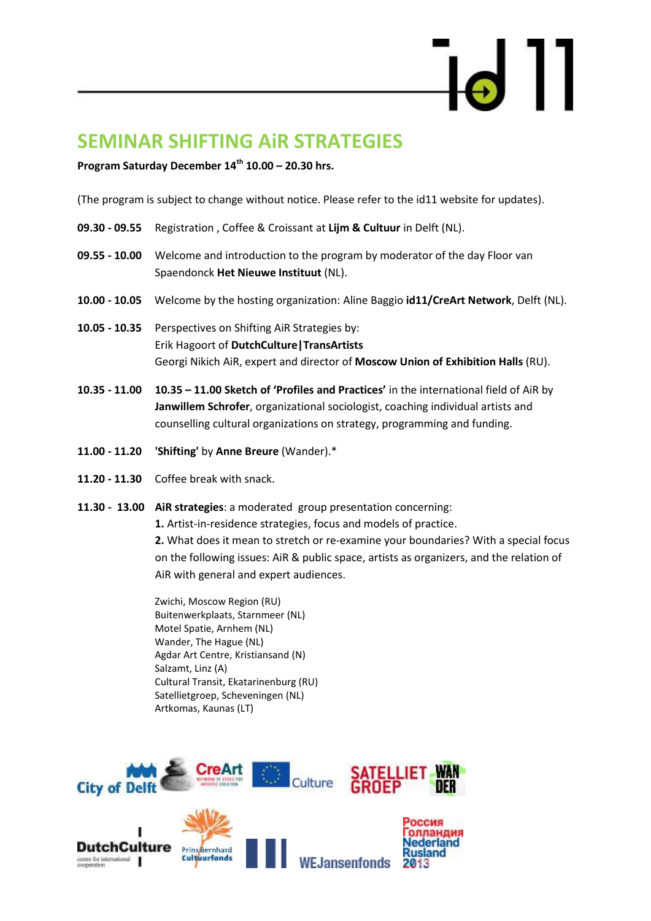# SEMINAR SHIFTING AiR STRATEGIES

**Program Saturday December 14th 10.00 – 20.30 hrs.**

(The program is subject to change without notice. Please refer to the id11 website for updates).

**09.30 - 09.55** Registration , Coffee & Croissant at **Lijm & Cultuur** in Delft (NL).

**09.55 - 10.00** Welcome and introduction to the program by moderator of the day Floor van Spaendonck **Het Nieuwe Instituut** (NL).

**10.00 - 10.05** Welcome by the hosting organization: Aline Baggio **id11/CreArt Network**, Delft (NL).

**10.05 - 10.35** Perspectives on Shifting AiR Strategies by:
Erik Hagoort of **DutchCulture|TransArtists**
Georgi Nikich AiR, expert and director of **Moscow Union of Exhibition Halls** (RU).

**10.35 - 11.00** **10.35 – 11.00 Sketch of 'Profiles and Practices'** in the international field of AiR by **Janwillem Schrofer**, organizational sociologist, coaching individual artists and counselling cultural organizations on strategy, programming and funding.

**11.00 - 11.20** **'Shifting'** by **Anne Breure** (Wander).*

**11.20 - 11.30** Coffee break with snack.

**11.30 - 13.00** **AiR strategies**: a moderated group presentation concerning:
**1.** Artist-in-residence strategies, focus and models of practice.
**2.** What does it mean to stretch or re-examine your boundaries? With a special focus on the following issues: AiR & public space, artists as organizers, and the relation of AiR with general and expert audiences.

Zwichi, Moscow Region (RU)
Buitenwerkplaats, Starnmeer (NL)
Motel Spatie, Arnhem (NL)
Wander, The Hague (NL)
Agdar Art Centre, Kristiansand (N)
Salzamt, Linz (A)
Cultural Transit, Ekatarinenburg (RU)
Satellietgroep, Scheveningen (NL)
Artkomas, Kaunas (LT)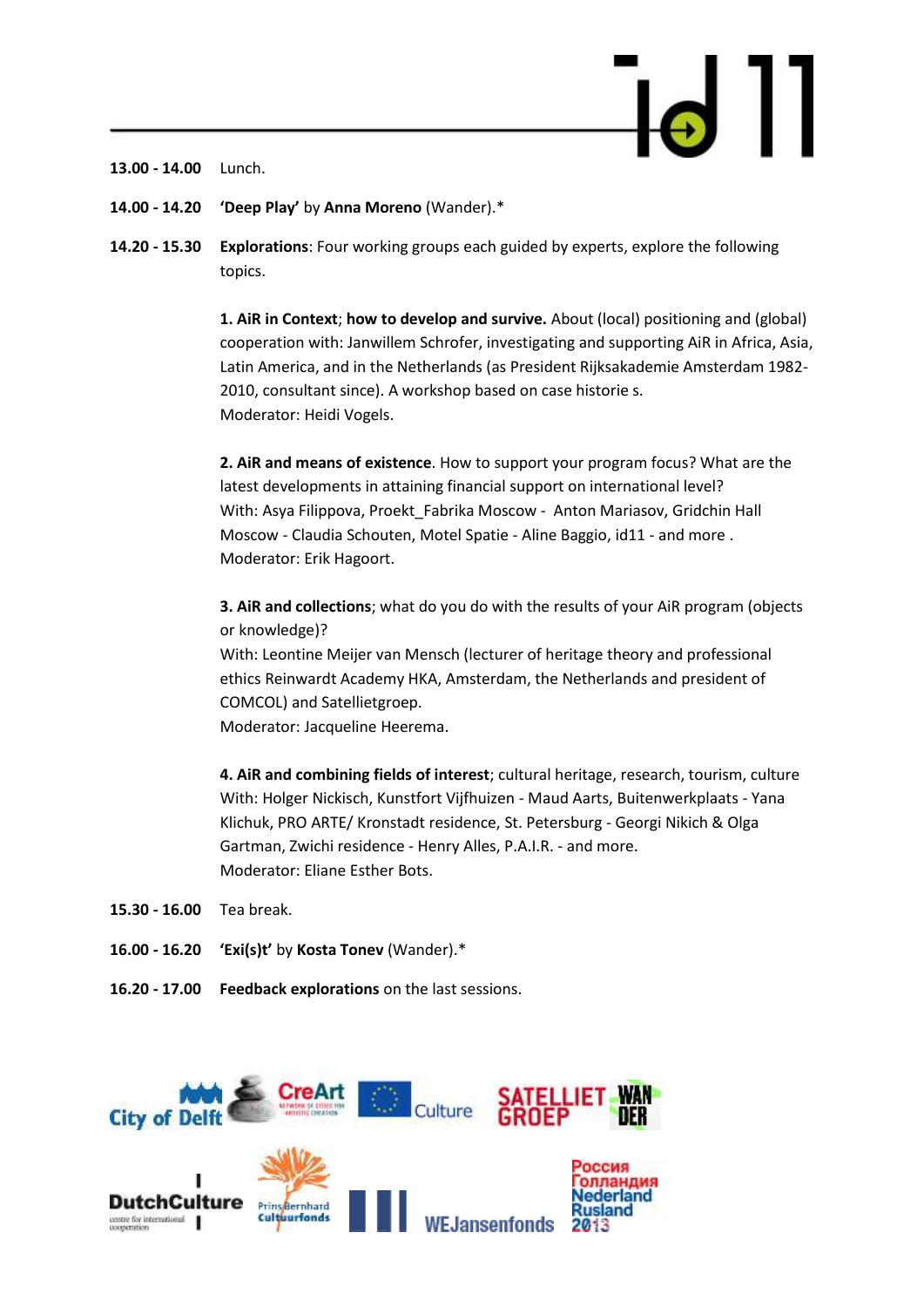**13.00 - 14.00** Lunch.

**14.00 - 14.20** **'Deep Play'** by **Anna Moreno** (Wander).*

**14.20 - 15.30** **Explorations**: Four working groups each guided by experts, explore the following topics.

**1. AiR in Context**; **how to develop and survive.** About (local) positioning and (global) cooperation with: Janwillem Schrofer, investigating and supporting AiR in Africa, Asia, Latin America, and in the Netherlands (as President Rijksakademie Amsterdam 1982-2010, consultant since). A workshop based on case historie s.
Moderator: Heidi Vogels.

**2. AiR and means of existence**. How to support your program focus? What are the latest developments in attaining financial support on international level?
With: Asya Filippova, Proekt_Fabrika Moscow - Anton Mariasov, Gridchin Hall Moscow - Claudia Schouten, Motel Spatie - Aline Baggio, id11 - and more .
Moderator: Erik Hagoort.

**3. AiR and collections**; what do you do with the results of your AiR program (objects or knowledge)?
With: Leontine Meijer van Mensch (lecturer of heritage theory and professional ethics Reinwardt Academy HKA, Amsterdam, the Netherlands and president of COMCOL) and Satellietgroep.
Moderator: Jacqueline Heerema.

**4. AiR and combining fields of interest**; cultural heritage, research, tourism, culture
With: Holger Nickisch, Kunstfort Vijfhuizen - Maud Aarts, Buitenwerkplaats - Yana Klichuk, PRO ARTE/ Kronstadt residence, St. Petersburg - Georgi Nikich & Olga Gartman, Zwichi residence - Henry Alles, P.A.I.R. - and more.
Moderator: Eliane Esther Bots.

**15.30 - 16.00** Tea break.

**16.00 - 16.20** **'Exi(s)t'** by **Kosta Tonev** (Wander).*

**16.20 - 17.00** **Feedback explorations** on the last sessions.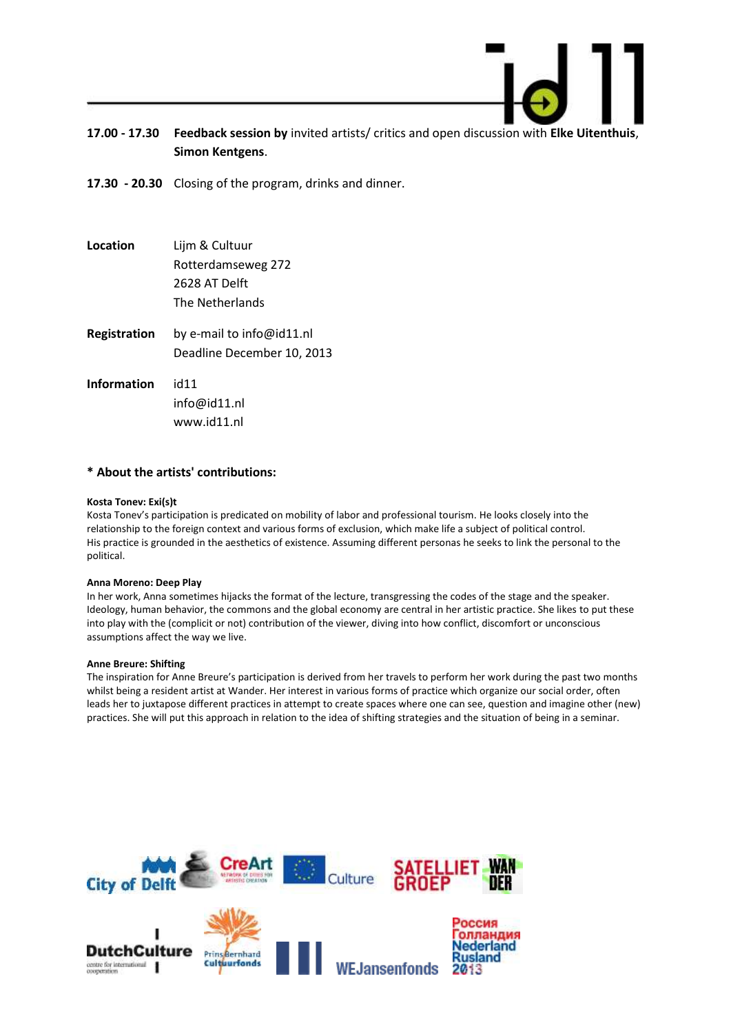**17.00 - 17.30** **Feedback session by** invited artists/ critics and open discussion with **Elke Uitenthuis**, **Simon Kentgens**.

**17.30 - 20.30** Closing of the program, drinks and dinner.

**Location**
Lijm & Cultuur
Rotterdamseweg 272
2628 AT Delft
The Netherlands

**Registration**
by e-mail to info@id11.nl
Deadline December 10, 2013

**Information**
id11
info@id11.nl
www.id11.nl

## * About the artists' contributions:

**Kosta Tonev: Exi(s)t**
Kosta Tonev's participation is predicated on mobility of labor and professional tourism. He looks closely into the relationship to the foreign context and various forms of exclusion, which make life a subject of political control. His practice is grounded in the aesthetics of existence. Assuming different personas he seeks to link the personal to the political.

**Anna Moreno: Deep Play**
In her work, Anna sometimes hijacks the format of the lecture, transgressing the codes of the stage and the speaker. Ideology, human behavior, the commons and the global economy are central in her artistic practice. She likes to put these into play with the (complicit or not) contribution of the viewer, diving into how conflict, discomfort or unconscious assumptions affect the way we live.

**Anne Breure: Shifting**
The inspiration for Anne Breure's participation is derived from her travels to perform her work during the past two months whilst being a resident artist at Wander. Her interest in various forms of practice which organize our social order, often leads her to juxtapose different practices in attempt to create spaces where one can see, question and imagine other (new) practices. She will put this approach in relation to the idea of shifting strategies and the situation of being in a seminar.